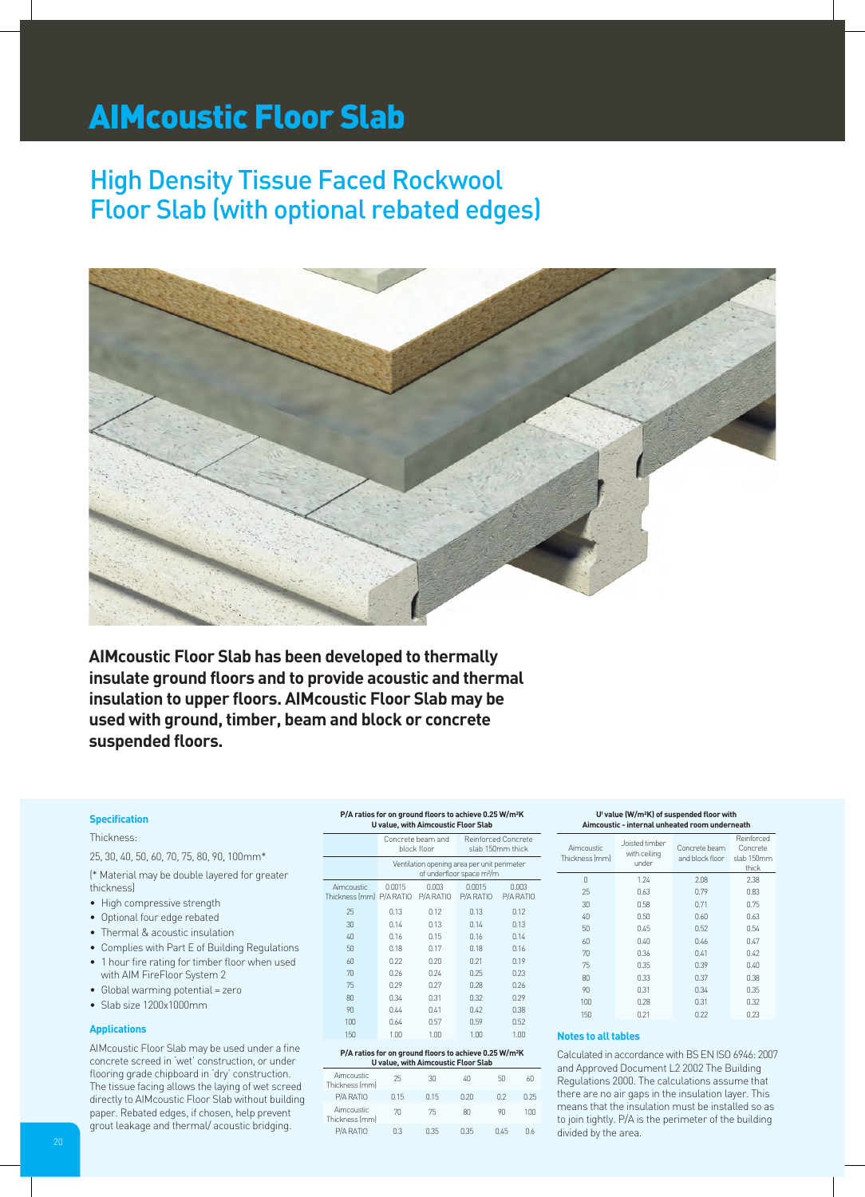# AIMcoustic Floor Slab

## High Density Tissue Faced Rockwool Floor Slab (with optional rebated edges)

**AIMcoustic Floor Slab has been developed to thermally insulate ground floors and to provide acoustic and thermal insulation to upper floors. AIMcoustic Floor Slab may be used with ground, timber, beam and block or concrete suspended floors.**

### Specification

Thickness:

25, 30, 40, 50, 60, 70, 75, 80, 90, 100mm*

(* Material may be double layered for greater thickness)

- High compressive strength
- Optional four edge rebated
- Thermal & acoustic insulation
- Complies with Part E of Building Regulations
- 1 hour fire rating for timber floor when used with AIM FireFloor System 2
- Global warming potential = zero
- Slab size 1200x1000mm

### Applications

AIMcoustic Floor Slab may be used under a fine concrete screed in 'wet' construction, or under flooring grade chipboard in 'dry' construction. The tissue facing allows the laying of wet screed directly to AIMcoustic Floor Slab without building paper. Rebated edges, if chosen, help prevent grout leakage and thermal/ acoustic bridging.

**P/A ratios for on ground floors to achieve 0.25 W/m²K U value, with Aimcoustic Floor Slab**

| | Concrete beam and block floor | | Reinforced Concrete slab 150mm thick | |
|---|---|---|---|---|
| | Ventilation opening area per unit perimeter of underfloor space m²/m | | | |
| Aimcoustic Thickness (mm) | 0.0015 P/A RATIO | 0.003 P/A RATIO | 0.0015 P/A RATIO | 0.003 P/A RATIO |
| 25 | 0.13 | 0.12 | 0.13 | 0.12 |
| 30 | 0.14 | 0.13 | 0.14 | 0.13 |
| 40 | 0.16 | 0.15 | 0.16 | 0.14 |
| 50 | 0.18 | 0.17 | 0.18 | 0.16 |
| 60 | 0.22 | 0.20 | 0.21 | 0.19 |
| 70 | 0.26 | 0.24 | 0.25 | 0.23 |
| 75 | 0.29 | 0.27 | 0.28 | 0.26 |
| 80 | 0.34 | 0.31 | 0.32 | 0.29 |
| 90 | 0.44 | 0.41 | 0.42 | 0.38 |
| 100 | 0.64 | 0.57 | 0.59 | 0.52 |
| 150 | 1.00 | 1.00 | 1.00 | 1.00 |

**P/A ratios for on ground floors to achieve 0.25 W/m²K U value, with Aimcoustic Floor Slab**

| Aimcoustic Thickness (mm) | 25 | 30 | 40 | 50 | 60 |
|---|---|---|---|---|---|
| P/A RATIO | 0.15 | 0.15 | 0.20 | 0.2 | 0.25 |
| Aimcoustic Thickness (mm) | 70 | 75 | 80 | 90 | 100 |
| P/A RATIO | 0.3 | 0.35 | 0.35 | 0.45 | 0.6 |

**U' value (W/m²K) of suspended floor with Aimcoustic - internal unheated room underneath**

| Aimcoustic Thickness (mm) | Joisted timber with ceiling under | Concrete beam and block floor | Reinforced Concrete slab 150mm thick |
|---|---|---|---|
| 0 | 1.24 | 2.08 | 2.38 |
| 25 | 0.63 | 0.79 | 0.83 |
| 30 | 0.58 | 0.71 | 0.75 |
| 40 | 0.50 | 0.60 | 0.63 |
| 50 | 0.45 | 0.52 | 0.54 |
| 60 | 0.40 | 0.46 | 0.47 |
| 70 | 0.36 | 0.41 | 0.42 |
| 75 | 0.35 | 0.39 | 0.40 |
| 80 | 0.33 | 0.37 | 0.38 |
| 90 | 0.31 | 0.34 | 0.35 |
| 100 | 0.28 | 0.31 | 0.32 |
| 150 | 0.21 | 0.22 | 0.23 |

### Notes to all tables

Calculated in accordance with BS EN ISO 6946: 2007 and Approved Document L2 2002 The Building Regulations 2000. The calculations assume that there are no air gaps in the insulation layer. This means that the insulation must be installed so as to join tightly. P/A is the perimeter of the building divided by the area.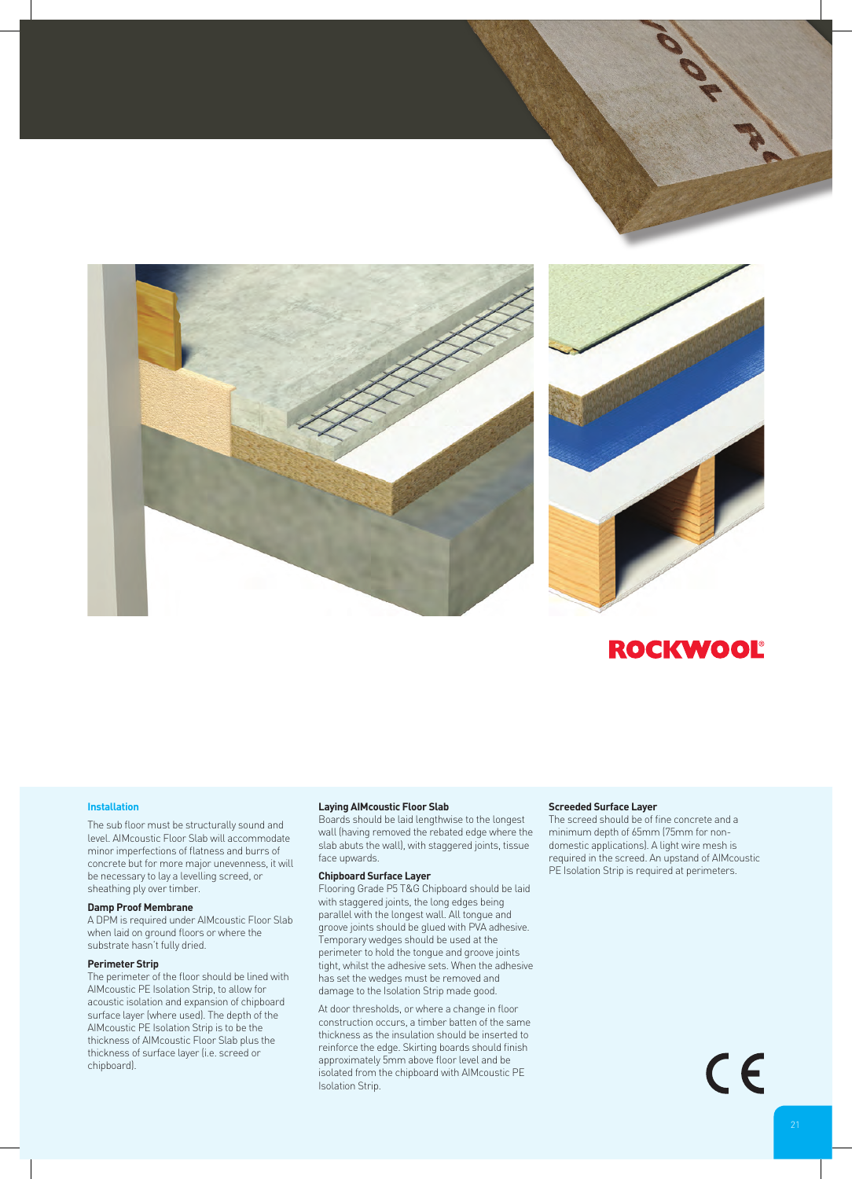ROCKWOOL

### Installation

The sub floor must be structurally sound and level. AIMcoustic Floor Slab will accommodate minor imperfections of flatness and burrs of concrete but for more major unevenness, it will be necessary to lay a levelling screed, or sheathing ply over timber.

#### Damp Proof Membrane

A DPM is required under AIMcoustic Floor Slab when laid on ground floors or where the substrate hasn't fully dried.

#### Perimeter Strip

The perimeter of the floor should be lined with AIMcoustic PE Isolation Strip, to allow for acoustic isolation and expansion of chipboard surface layer (where used). The depth of the AIMcoustic PE Isolation Strip is to be the thickness of AIMcoustic Floor Slab plus the thickness of surface layer (i.e. screed or chipboard).

#### Laying AIMcoustic Floor Slab

Boards should be laid lengthwise to the longest wall (having removed the rebated edge where the slab abuts the wall), with staggered joints, tissue face upwards.

#### Chipboard Surface Layer

Flooring Grade P5 T&G Chipboard should be laid with staggered joints, the long edges being parallel with the longest wall. All tongue and groove joints should be glued with PVA adhesive. Temporary wedges should be used at the perimeter to hold the tongue and groove joints tight, whilst the adhesive sets. When the adhesive has set the wedges must be removed and damage to the Isolation Strip made good.

At door thresholds, or where a change in floor construction occurs, a timber batten of the same thickness as the insulation should be inserted to reinforce the edge. Skirting boards should finish approximately 5mm above floor level and be isolated from the chipboard with AIMcoustic PE Isolation Strip.

#### Screeded Surface Layer

The screed should be of fine concrete and a minimum depth of 65mm (75mm for non-domestic applications). A light wire mesh is required in the screed. An upstand of AIMcoustic PE Isolation Strip is required at perimeters.